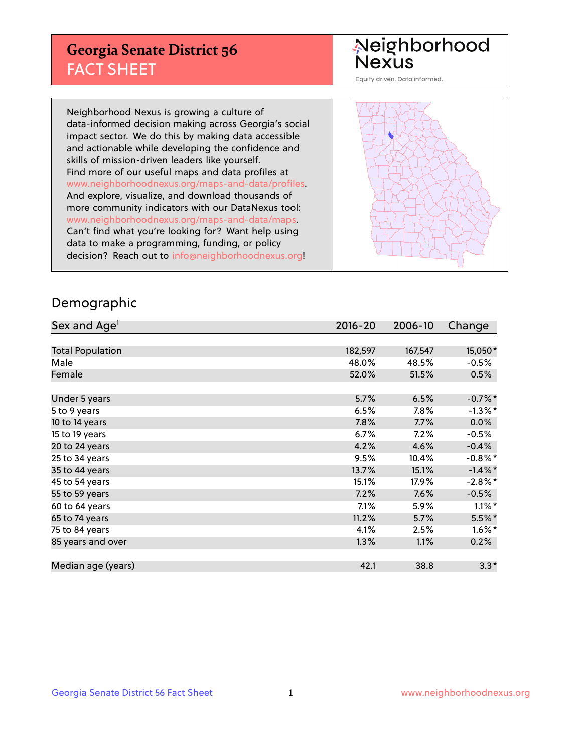# Georgia Senate District 56
## FACT SHEET

Neighborhood Nexus

Equity driven. Data informed.

Neighborhood Nexus is growing a culture of data-informed decision making across Georgia's social impact sector. We do this by making data accessible and actionable while developing the confidence and skills of mission-driven leaders like yourself. Find more of our useful maps and data profiles at www.neighborhoodnexus.org/maps-and-data/profiles. And explore, visualize, and download thousands of more community indicators with our DataNexus tool: www.neighborhoodnexus.org/maps-and-data/maps. Can't find what you're looking for? Want help using data to make a programming, funding, or policy decision? Reach out to info@neighborhoodnexus.org!

## Demographic

| Sex and Age[1] | 2016-20 | 2006-10 | Change |
|---|---|---|---|
| Total Population | 182,597 | 167,547 | 15,050* |
| Male | 48.0% | 48.5% | -0.5% |
| Female | 52.0% | 51.5% | 0.5% |
| | | | |
| Under 5 years | 5.7% | 6.5% | -0.7%* |
| 5 to 9 years | 6.5% | 7.8% | -1.3%* |
| 10 to 14 years | 7.8% | 7.7% | 0.0% |
| 15 to 19 years | 6.7% | 7.2% | -0.5% |
| 20 to 24 years | 4.2% | 4.6% | -0.4% |
| 25 to 34 years | 9.5% | 10.4% | -0.8%* |
| 35 to 44 years | 13.7% | 15.1% | -1.4%* |
| 45 to 54 years | 15.1% | 17.9% | -2.8%* |
| 55 to 59 years | 7.2% | 7.6% | -0.5% |
| 60 to 64 years | 7.1% | 5.9% | 1.1%* |
| 65 to 74 years | 11.2% | 5.7% | 5.5%* |
| 75 to 84 years | 4.1% | 2.5% | 1.6%* |
| 85 years and over | 1.3% | 1.1% | 0.2% |
| | | | |
| Median age (years) | 42.1 | 38.8 | 3.3* |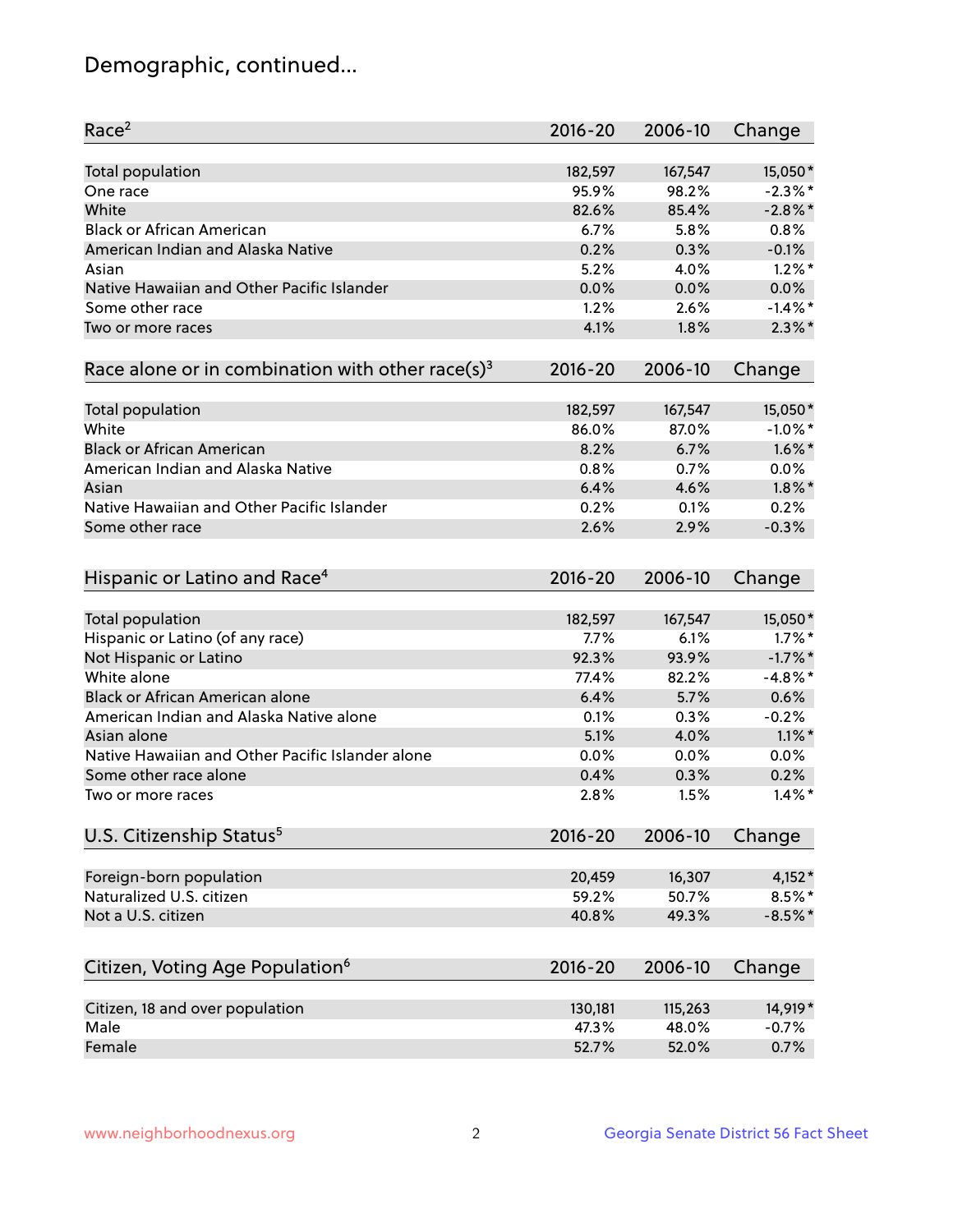# Demographic, continued...

| Race[2] | 2016-20 | 2006-10 | Change |
|---|---|---|---|
| Total population | 182,597 | 167,547 | 15,050* |
| One race | 95.9% | 98.2% | -2.3%* |
| White | 82.6% | 85.4% | -2.8%* |
| Black or African American | 6.7% | 5.8% | 0.8% |
| American Indian and Alaska Native | 0.2% | 0.3% | -0.1% |
| Asian | 5.2% | 4.0% | 1.2%* |
| Native Hawaiian and Other Pacific Islander | 0.0% | 0.0% | 0.0% |
| Some other race | 1.2% | 2.6% | -1.4%* |
| Two or more races | 4.1% | 1.8% | 2.3%* |

| Race alone or in combination with other race(s)[3] | 2016-20 | 2006-10 | Change |
|---|---|---|---|
| Total population | 182,597 | 167,547 | 15,050* |
| White | 86.0% | 87.0% | -1.0%* |
| Black or African American | 8.2% | 6.7% | 1.6%* |
| American Indian and Alaska Native | 0.8% | 0.7% | 0.0% |
| Asian | 6.4% | 4.6% | 1.8%* |
| Native Hawaiian and Other Pacific Islander | 0.2% | 0.1% | 0.2% |
| Some other race | 2.6% | 2.9% | -0.3% |

| Hispanic or Latino and Race[4] | 2016-20 | 2006-10 | Change |
|---|---|---|---|
| Total population | 182,597 | 167,547 | 15,050* |
| Hispanic or Latino (of any race) | 7.7% | 6.1% | 1.7%* |
| Not Hispanic or Latino | 92.3% | 93.9% | -1.7%* |
| White alone | 77.4% | 82.2% | -4.8%* |
| Black or African American alone | 6.4% | 5.7% | 0.6% |
| American Indian and Alaska Native alone | 0.1% | 0.3% | -0.2% |
| Asian alone | 5.1% | 4.0% | 1.1%* |
| Native Hawaiian and Other Pacific Islander alone | 0.0% | 0.0% | 0.0% |
| Some other race alone | 0.4% | 0.3% | 0.2% |
| Two or more races | 2.8% | 1.5% | 1.4%* |

| U.S. Citizenship Status[5] | 2016-20 | 2006-10 | Change |
|---|---|---|---|
| Foreign-born population | 20,459 | 16,307 | 4,152* |
| Naturalized U.S. citizen | 59.2% | 50.7% | 8.5%* |
| Not a U.S. citizen | 40.8% | 49.3% | -8.5%* |

| Citizen, Voting Age Population[6] | 2016-20 | 2006-10 | Change |
|---|---|---|---|
| Citizen, 18 and over population | 130,181 | 115,263 | 14,919* |
| Male | 47.3% | 48.0% | -0.7% |
| Female | 52.7% | 52.0% | 0.7% |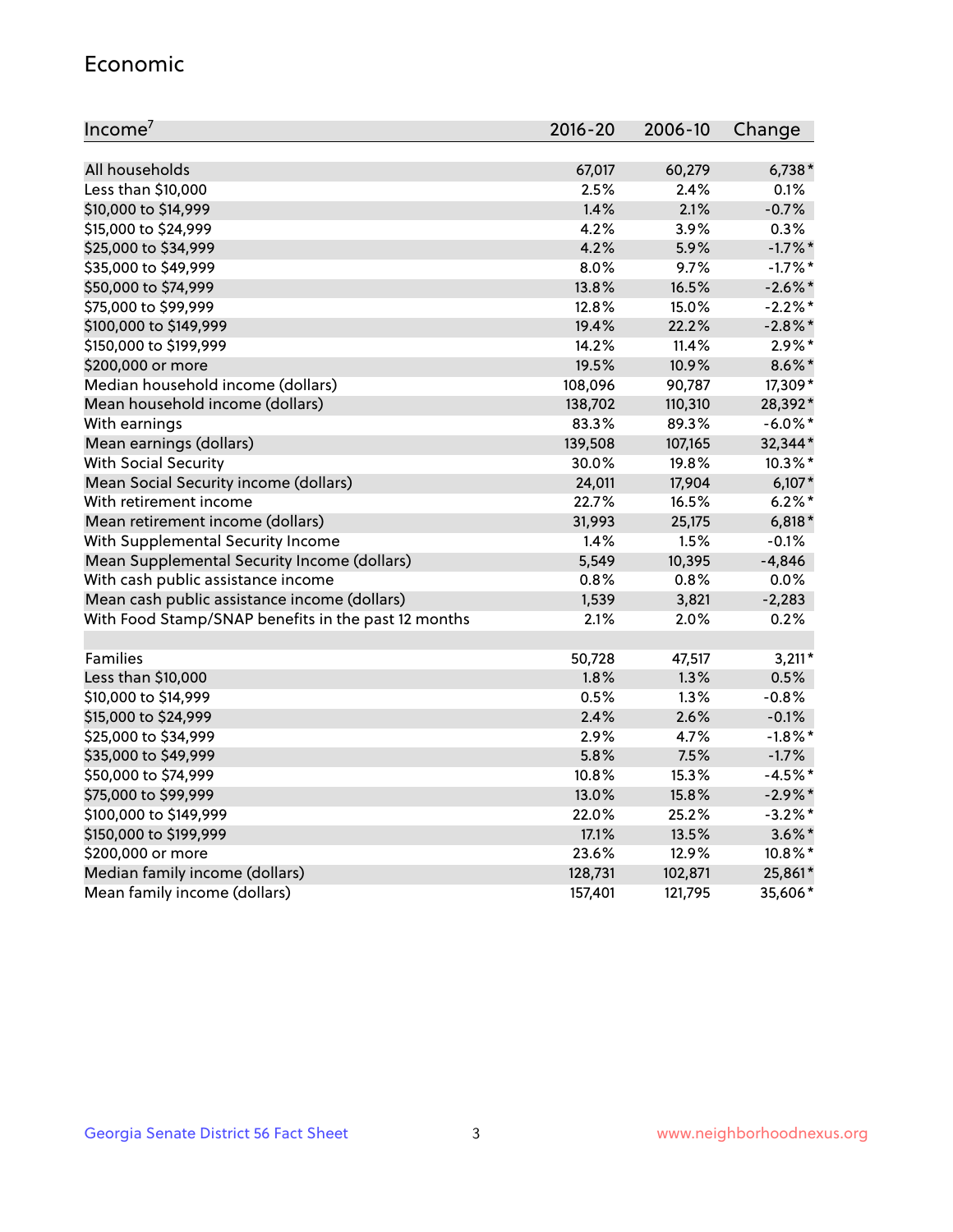## Economic

| Income[7] | 2016-20 | 2006-10 | Change |
|---|---|---|---|
| All households | 67,017 | 60,279 | 6,738* |
| Less than $10,000 | 2.5% | 2.4% | 0.1% |
| $10,000 to $14,999 | 1.4% | 2.1% | -0.7% |
| $15,000 to $24,999 | 4.2% | 3.9% | 0.3% |
| $25,000 to $34,999 | 4.2% | 5.9% | -1.7%* |
| $35,000 to $49,999 | 8.0% | 9.7% | -1.7%* |
| $50,000 to $74,999 | 13.8% | 16.5% | -2.6%* |
| $75,000 to $99,999 | 12.8% | 15.0% | -2.2%* |
| $100,000 to $149,999 | 19.4% | 22.2% | -2.8%* |
| $150,000 to $199,999 | 14.2% | 11.4% | 2.9%* |
| $200,000 or more | 19.5% | 10.9% | 8.6%* |
| Median household income (dollars) | 108,096 | 90,787 | 17,309* |
| Mean household income (dollars) | 138,702 | 110,310 | 28,392* |
| With earnings | 83.3% | 89.3% | -6.0%* |
| Mean earnings (dollars) | 139,508 | 107,165 | 32,344* |
| With Social Security | 30.0% | 19.8% | 10.3%* |
| Mean Social Security income (dollars) | 24,011 | 17,904 | 6,107* |
| With retirement income | 22.7% | 16.5% | 6.2%* |
| Mean retirement income (dollars) | 31,993 | 25,175 | 6,818* |
| With Supplemental Security Income | 1.4% | 1.5% | -0.1% |
| Mean Supplemental Security Income (dollars) | 5,549 | 10,395 | -4,846 |
| With cash public assistance income | 0.8% | 0.8% | 0.0% |
| Mean cash public assistance income (dollars) | 1,539 | 3,821 | -2,283 |
| With Food Stamp/SNAP benefits in the past 12 months | 2.1% | 2.0% | 0.2% |
| | | | |
| Families | 50,728 | 47,517 | 3,211* |
| Less than $10,000 | 1.8% | 1.3% | 0.5% |
| $10,000 to $14,999 | 0.5% | 1.3% | -0.8% |
| $15,000 to $24,999 | 2.4% | 2.6% | -0.1% |
| $25,000 to $34,999 | 2.9% | 4.7% | -1.8%* |
| $35,000 to $49,999 | 5.8% | 7.5% | -1.7% |
| $50,000 to $74,999 | 10.8% | 15.3% | -4.5%* |
| $75,000 to $99,999 | 13.0% | 15.8% | -2.9%* |
| $100,000 to $149,999 | 22.0% | 25.2% | -3.2%* |
| $150,000 to $199,999 | 17.1% | 13.5% | 3.6%* |
| $200,000 or more | 23.6% | 12.9% | 10.8%* |
| Median family income (dollars) | 128,731 | 102,871 | 25,861* |
| Mean family income (dollars) | 157,401 | 121,795 | 35,606* |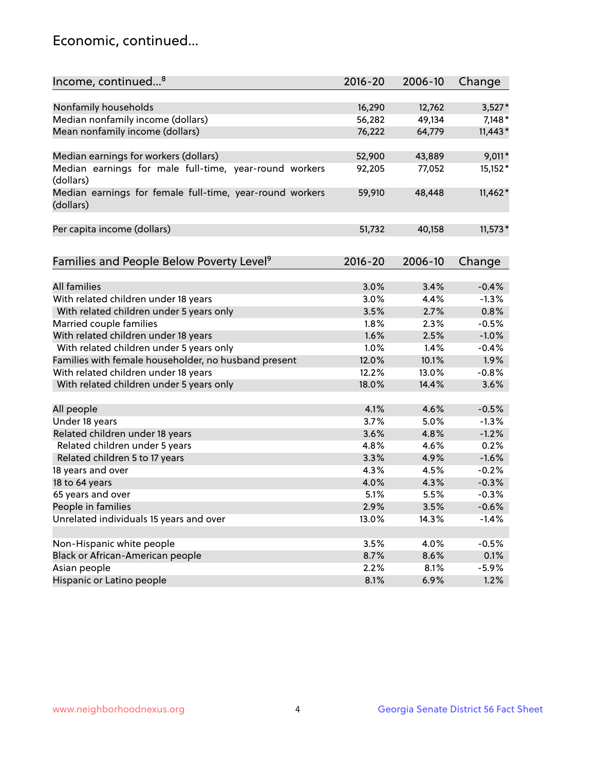## Economic, continued...

| Income, continued...[8] | 2016-20 | 2006-10 | Change |
|---|---|---|---|
| Nonfamily households | 16,290 | 12,762 | 3,527* |
| Median nonfamily income (dollars) | 56,282 | 49,134 | 7,148* |
| Mean nonfamily income (dollars) | 76,222 | 64,779 | 11,443* |
| Median earnings for workers (dollars) | 52,900 | 43,889 | 9,011* |
| Median earnings for male full-time, year-round workers (dollars) | 92,205 | 77,052 | 15,152* |
| Median earnings for female full-time, year-round workers (dollars) | 59,910 | 48,448 | 11,462* |
| Per capita income (dollars) | 51,732 | 40,158 | 11,573* |

| Families and People Below Poverty Level[9] | 2016-20 | 2006-10 | Change |
|---|---|---|---|
| All families | 3.0% | 3.4% | -0.4% |
| With related children under 18 years | 3.0% | 4.4% | -1.3% |
| With related children under 5 years only | 3.5% | 2.7% | 0.8% |
| Married couple families | 1.8% | 2.3% | -0.5% |
| With related children under 18 years | 1.6% | 2.5% | -1.0% |
| With related children under 5 years only | 1.0% | 1.4% | -0.4% |
| Families with female householder, no husband present | 12.0% | 10.1% | 1.9% |
| With related children under 18 years | 12.2% | 13.0% | -0.8% |
| With related children under 5 years only | 18.0% | 14.4% | 3.6% |
| All people | 4.1% | 4.6% | -0.5% |
| Under 18 years | 3.7% | 5.0% | -1.3% |
| Related children under 18 years | 3.6% | 4.8% | -1.2% |
| Related children under 5 years | 4.8% | 4.6% | 0.2% |
| Related children 5 to 17 years | 3.3% | 4.9% | -1.6% |
| 18 years and over | 4.3% | 4.5% | -0.2% |
| 18 to 64 years | 4.0% | 4.3% | -0.3% |
| 65 years and over | 5.1% | 5.5% | -0.3% |
| People in families | 2.9% | 3.5% | -0.6% |
| Unrelated individuals 15 years and over | 13.0% | 14.3% | -1.4% |
| Non-Hispanic white people | 3.5% | 4.0% | -0.5% |
| Black or African-American people | 8.7% | 8.6% | 0.1% |
| Asian people | 2.2% | 8.1% | -5.9% |
| Hispanic or Latino people | 8.1% | 6.9% | 1.2% |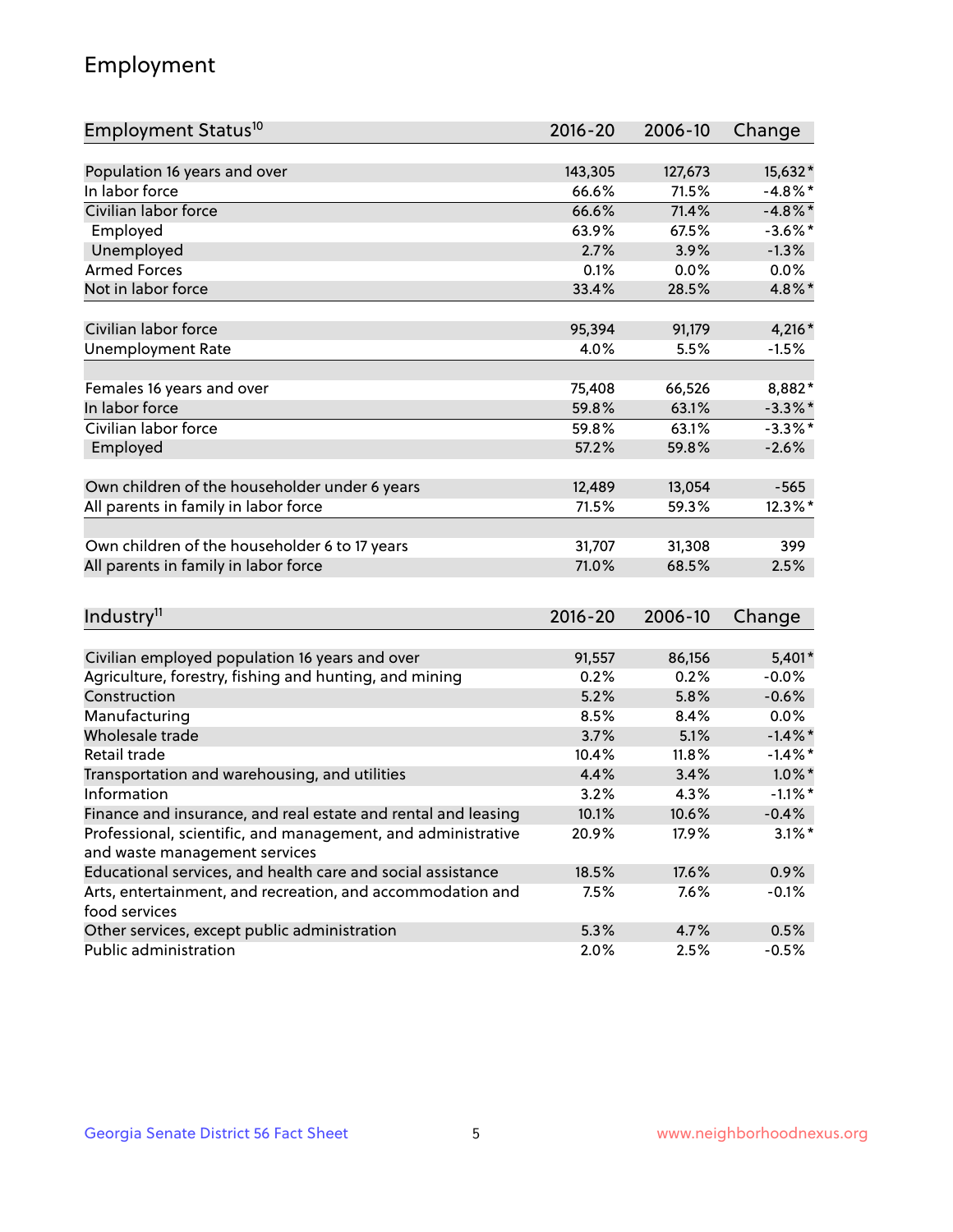# Employment

| Employment Status[10] | 2016-20 | 2006-10 | Change |
|---|---|---|---|
| Population 16 years and over | 143,305 | 127,673 | 15,632* |
| In labor force | 66.6% | 71.5% | -4.8%* |
| Civilian labor force | 66.6% | 71.4% | -4.8%* |
| Employed | 63.9% | 67.5% | -3.6%* |
| Unemployed | 2.7% | 3.9% | -1.3% |
| Armed Forces | 0.1% | 0.0% | 0.0% |
| Not in labor force | 33.4% | 28.5% | 4.8%* |
| | | | |
| Civilian labor force | 95,394 | 91,179 | 4,216* |
| Unemployment Rate | 4.0% | 5.5% | -1.5% |
| | | | |
| Females 16 years and over | 75,408 | 66,526 | 8,882* |
| In labor force | 59.8% | 63.1% | -3.3%* |
| Civilian labor force | 59.8% | 63.1% | -3.3%* |
| Employed | 57.2% | 59.8% | -2.6% |
| | | | |
| Own children of the householder under 6 years | 12,489 | 13,054 | -565 |
| All parents in family in labor force | 71.5% | 59.3% | 12.3%* |
| | | | |
| Own children of the householder 6 to 17 years | 31,707 | 31,308 | 399 |
| All parents in family in labor force | 71.0% | 68.5% | 2.5% |

| Industry[11] | 2016-20 | 2006-10 | Change |
|---|---|---|---|
| Civilian employed population 16 years and over | 91,557 | 86,156 | 5,401* |
| Agriculture, forestry, fishing and hunting, and mining | 0.2% | 0.2% | -0.0% |
| Construction | 5.2% | 5.8% | -0.6% |
| Manufacturing | 8.5% | 8.4% | 0.0% |
| Wholesale trade | 3.7% | 5.1% | -1.4%* |
| Retail trade | 10.4% | 11.8% | -1.4%* |
| Transportation and warehousing, and utilities | 4.4% | 3.4% | 1.0%* |
| Information | 3.2% | 4.3% | -1.1%* |
| Finance and insurance, and real estate and rental and leasing | 10.1% | 10.6% | -0.4% |
| Professional, scientific, and management, and administrative and waste management services | 20.9% | 17.9% | 3.1%* |
| Educational services, and health care and social assistance | 18.5% | 17.6% | 0.9% |
| Arts, entertainment, and recreation, and accommodation and food services | 7.5% | 7.6% | -0.1% |
| Other services, except public administration | 5.3% | 4.7% | 0.5% |
| Public administration | 2.0% | 2.5% | -0.5% |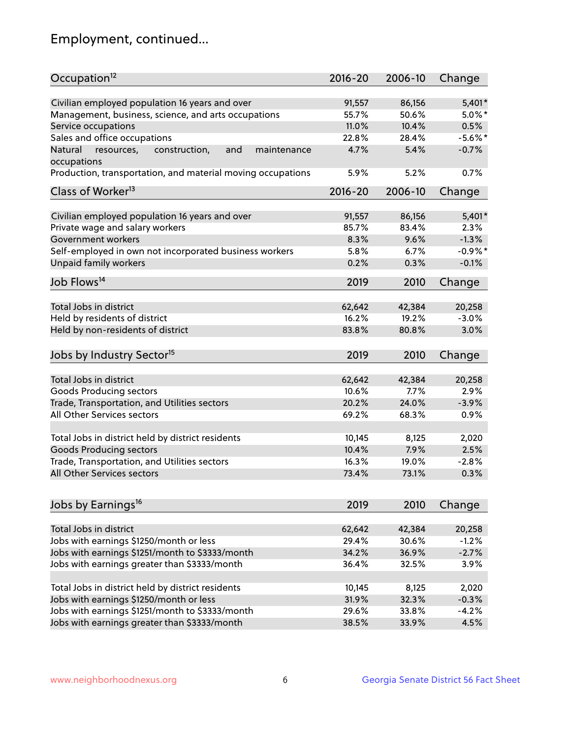## Employment, continued...

| Occupation[12] | 2016-20 | 2006-10 | Change |
|---|---|---|---|
| Civilian employed population 16 years and over | 91,557 | 86,156 | 5,401* |
| Management, business, science, and arts occupations | 55.7% | 50.6% | 5.0%* |
| Service occupations | 11.0% | 10.4% | 0.5% |
| Sales and office occupations | 22.8% | 28.4% | -5.6%* |
| Natural resources, construction, and maintenance occupations | 4.7% | 5.4% | -0.7% |
| Production, transportation, and material moving occupations | 5.9% | 5.2% | 0.7% |

| Class of Worker[13] | 2016-20 | 2006-10 | Change |
|---|---|---|---|
| Civilian employed population 16 years and over | 91,557 | 86,156 | 5,401* |
| Private wage and salary workers | 85.7% | 83.4% | 2.3% |
| Government workers | 8.3% | 9.6% | -1.3% |
| Self-employed in own not incorporated business workers | 5.8% | 6.7% | -0.9%* |
| Unpaid family workers | 0.2% | 0.3% | -0.1% |

| Job Flows[14] | 2019 | 2010 | Change |
|---|---|---|---|
| Total Jobs in district | 62,642 | 42,384 | 20,258 |
| Held by residents of district | 16.2% | 19.2% | -3.0% |
| Held by non-residents of district | 83.8% | 80.8% | 3.0% |

| Jobs by Industry Sector[15] | 2019 | 2010 | Change |
|---|---|---|---|
| Total Jobs in district | 62,642 | 42,384 | 20,258 |
| Goods Producing sectors | 10.6% | 7.7% | 2.9% |
| Trade, Transportation, and Utilities sectors | 20.2% | 24.0% | -3.9% |
| All Other Services sectors | 69.2% | 68.3% | 0.9% |
| | | | |
| Total Jobs in district held by district residents | 10,145 | 8,125 | 2,020 |
| Goods Producing sectors | 10.4% | 7.9% | 2.5% |
| Trade, Transportation, and Utilities sectors | 16.3% | 19.0% | -2.8% |
| All Other Services sectors | 73.4% | 73.1% | 0.3% |

| Jobs by Earnings[16] | 2019 | 2010 | Change |
|---|---|---|---|
| Total Jobs in district | 62,642 | 42,384 | 20,258 |
| Jobs with earnings $1250/month or less | 29.4% | 30.6% | -1.2% |
| Jobs with earnings $1251/month to $3333/month | 34.2% | 36.9% | -2.7% |
| Jobs with earnings greater than $3333/month | 36.4% | 32.5% | 3.9% |
| | | | |
| Total Jobs in district held by district residents | 10,145 | 8,125 | 2,020 |
| Jobs with earnings $1250/month or less | 31.9% | 32.3% | -0.3% |
| Jobs with earnings $1251/month to $3333/month | 29.6% | 33.8% | -4.2% |
| Jobs with earnings greater than $3333/month | 38.5% | 33.9% | 4.5% |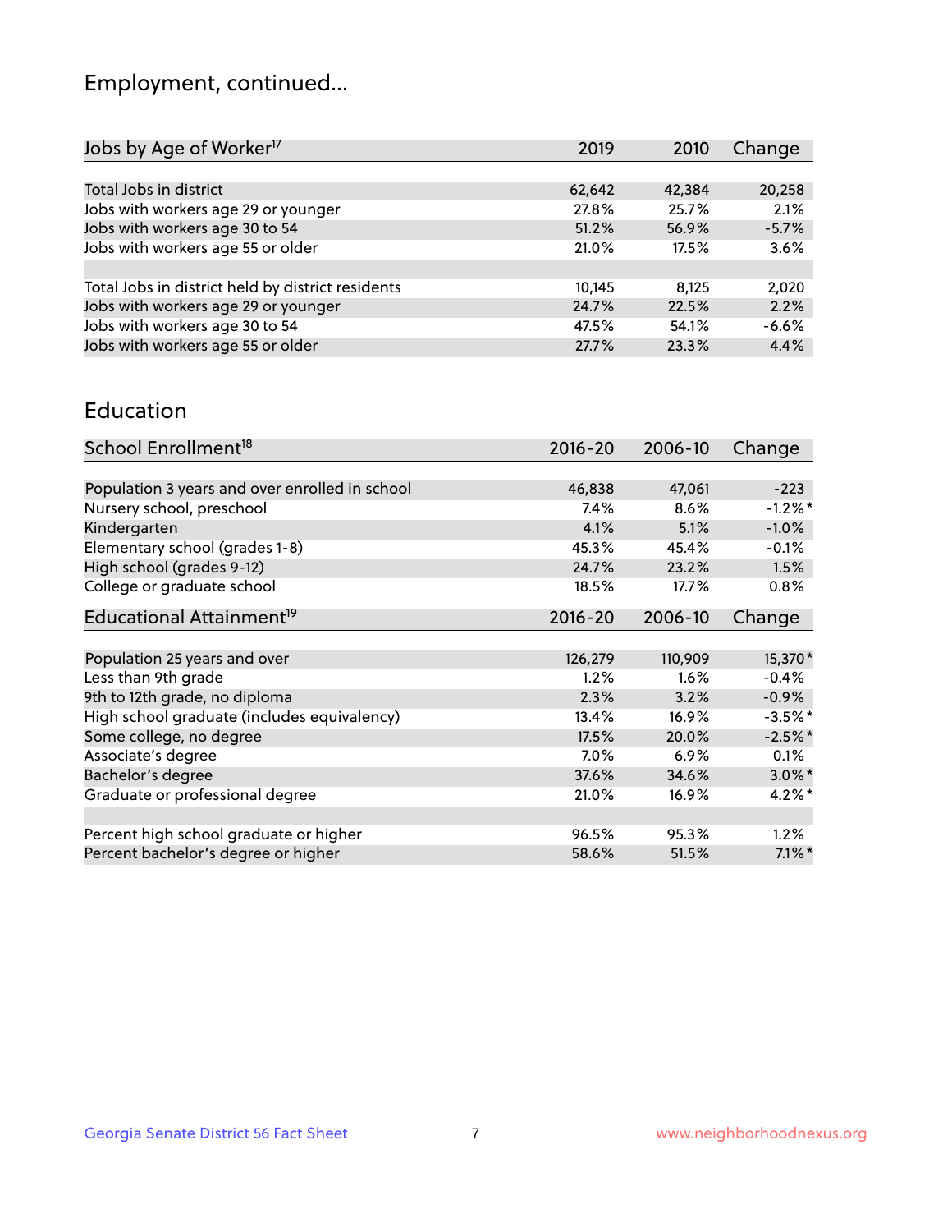## Employment, continued...

| Jobs by Age of Worker[17] | 2019 | 2010 | Change |
|---|---|---|---|
| Total Jobs in district | 62,642 | 42,384 | 20,258 |
| Jobs with workers age 29 or younger | 27.8% | 25.7% | 2.1% |
| Jobs with workers age 30 to 54 | 51.2% | 56.9% | -5.7% |
| Jobs with workers age 55 or older | 21.0% | 17.5% | 3.6% |
| | | | |
| Total Jobs in district held by district residents | 10,145 | 8,125 | 2,020 |
| Jobs with workers age 29 or younger | 24.7% | 22.5% | 2.2% |
| Jobs with workers age 30 to 54 | 47.5% | 54.1% | -6.6% |
| Jobs with workers age 55 or older | 27.7% | 23.3% | 4.4% |

## Education

| School Enrollment[18] | 2016-20 | 2006-10 | Change |
|---|---|---|---|
| Population 3 years and over enrolled in school | 46,838 | 47,061 | -223 |
| Nursery school, preschool | 7.4% | 8.6% | -1.2%* |
| Kindergarten | 4.1% | 5.1% | -1.0% |
| Elementary school (grades 1-8) | 45.3% | 45.4% | -0.1% |
| High school (grades 9-12) | 24.7% | 23.2% | 1.5% |
| College or graduate school | 18.5% | 17.7% | 0.8% |

| Educational Attainment[19] | 2016-20 | 2006-10 | Change |
|---|---|---|---|
| Population 25 years and over | 126,279 | 110,909 | 15,370* |
| Less than 9th grade | 1.2% | 1.6% | -0.4% |
| 9th to 12th grade, no diploma | 2.3% | 3.2% | -0.9% |
| High school graduate (includes equivalency) | 13.4% | 16.9% | -3.5%* |
| Some college, no degree | 17.5% | 20.0% | -2.5%* |
| Associate's degree | 7.0% | 6.9% | 0.1% |
| Bachelor's degree | 37.6% | 34.6% | 3.0%* |
| Graduate or professional degree | 21.0% | 16.9% | 4.2%* |
| | | | |
| Percent high school graduate or higher | 96.5% | 95.3% | 1.2% |
| Percent bachelor's degree or higher | 58.6% | 51.5% | 7.1%* |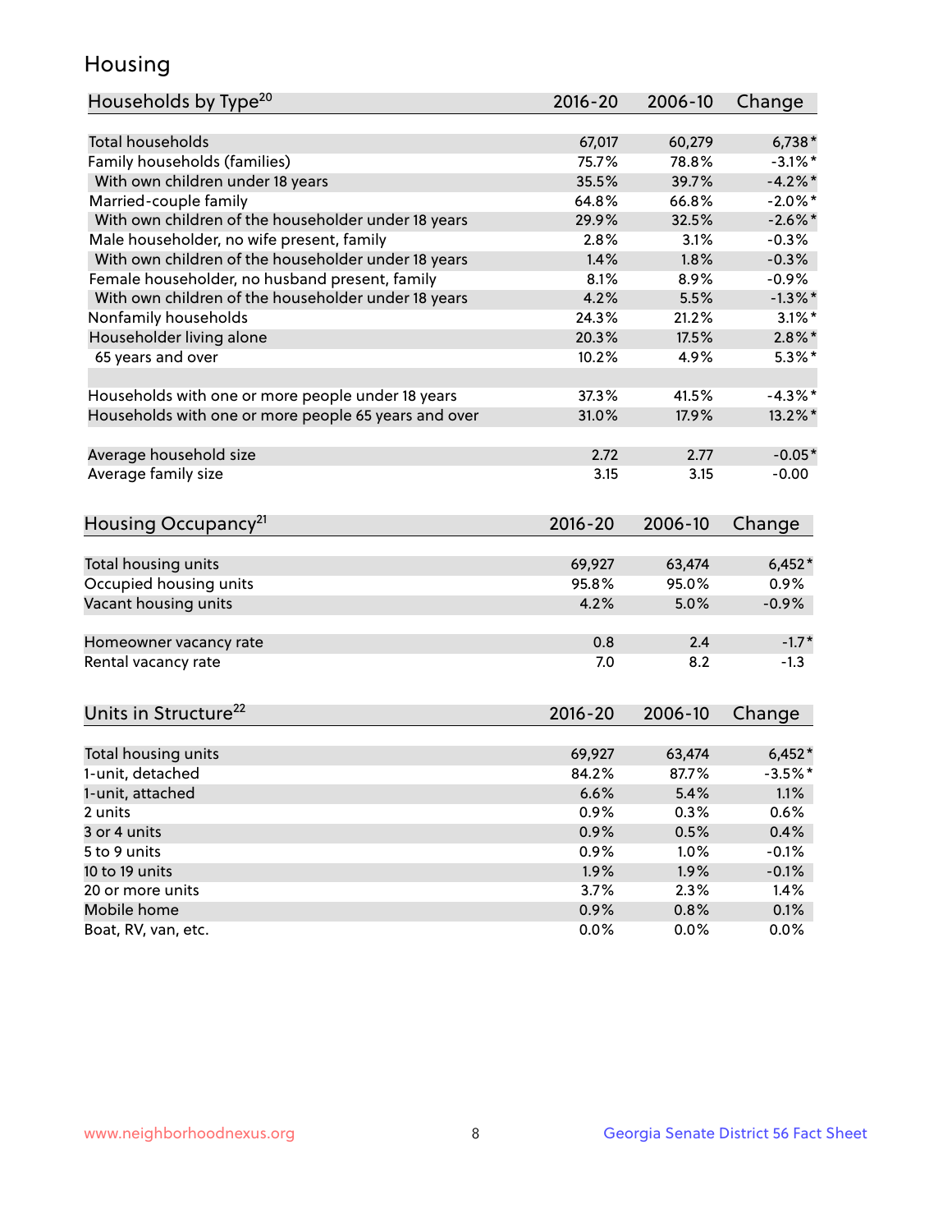# Housing

| Households by Type[20] | 2016-20 | 2006-10 | Change |
|---|---|---|---|
| Total households | 67,017 | 60,279 | 6,738* |
| Family households (families) | 75.7% | 78.8% | -3.1%* |
| With own children under 18 years | 35.5% | 39.7% | -4.2%* |
| Married-couple family | 64.8% | 66.8% | -2.0%* |
| With own children of the householder under 18 years | 29.9% | 32.5% | -2.6%* |
| Male householder, no wife present, family | 2.8% | 3.1% | -0.3% |
| With own children of the householder under 18 years | 1.4% | 1.8% | -0.3% |
| Female householder, no husband present, family | 8.1% | 8.9% | -0.9% |
| With own children of the householder under 18 years | 4.2% | 5.5% | -1.3%* |
| Nonfamily households | 24.3% | 21.2% | 3.1%* |
| Householder living alone | 20.3% | 17.5% | 2.8%* |
| 65 years and over | 10.2% | 4.9% | 5.3%* |
| | | | |
| Households with one or more people under 18 years | 37.3% | 41.5% | -4.3%* |
| Households with one or more people 65 years and over | 31.0% | 17.9% | 13.2%* |
| | | | |
| Average household size | 2.72 | 2.77 | -0.05* |
| Average family size | 3.15 | 3.15 | -0.00 |

| Housing Occupancy[21] | 2016-20 | 2006-10 | Change |
|---|---|---|---|
| Total housing units | 69,927 | 63,474 | 6,452* |
| Occupied housing units | 95.8% | 95.0% | 0.9% |
| Vacant housing units | 4.2% | 5.0% | -0.9% |
| | | | |
| Homeowner vacancy rate | 0.8 | 2.4 | -1.7* |
| Rental vacancy rate | 7.0 | 8.2 | -1.3 |

| Units in Structure[22] | 2016-20 | 2006-10 | Change |
|---|---|---|---|
| Total housing units | 69,927 | 63,474 | 6,452* |
| 1-unit, detached | 84.2% | 87.7% | -3.5%* |
| 1-unit, attached | 6.6% | 5.4% | 1.1% |
| 2 units | 0.9% | 0.3% | 0.6% |
| 3 or 4 units | 0.9% | 0.5% | 0.4% |
| 5 to 9 units | 0.9% | 1.0% | -0.1% |
| 10 to 19 units | 1.9% | 1.9% | -0.1% |
| 20 or more units | 3.7% | 2.3% | 1.4% |
| Mobile home | 0.9% | 0.8% | 0.1% |
| Boat, RV, van, etc. | 0.0% | 0.0% | 0.0% |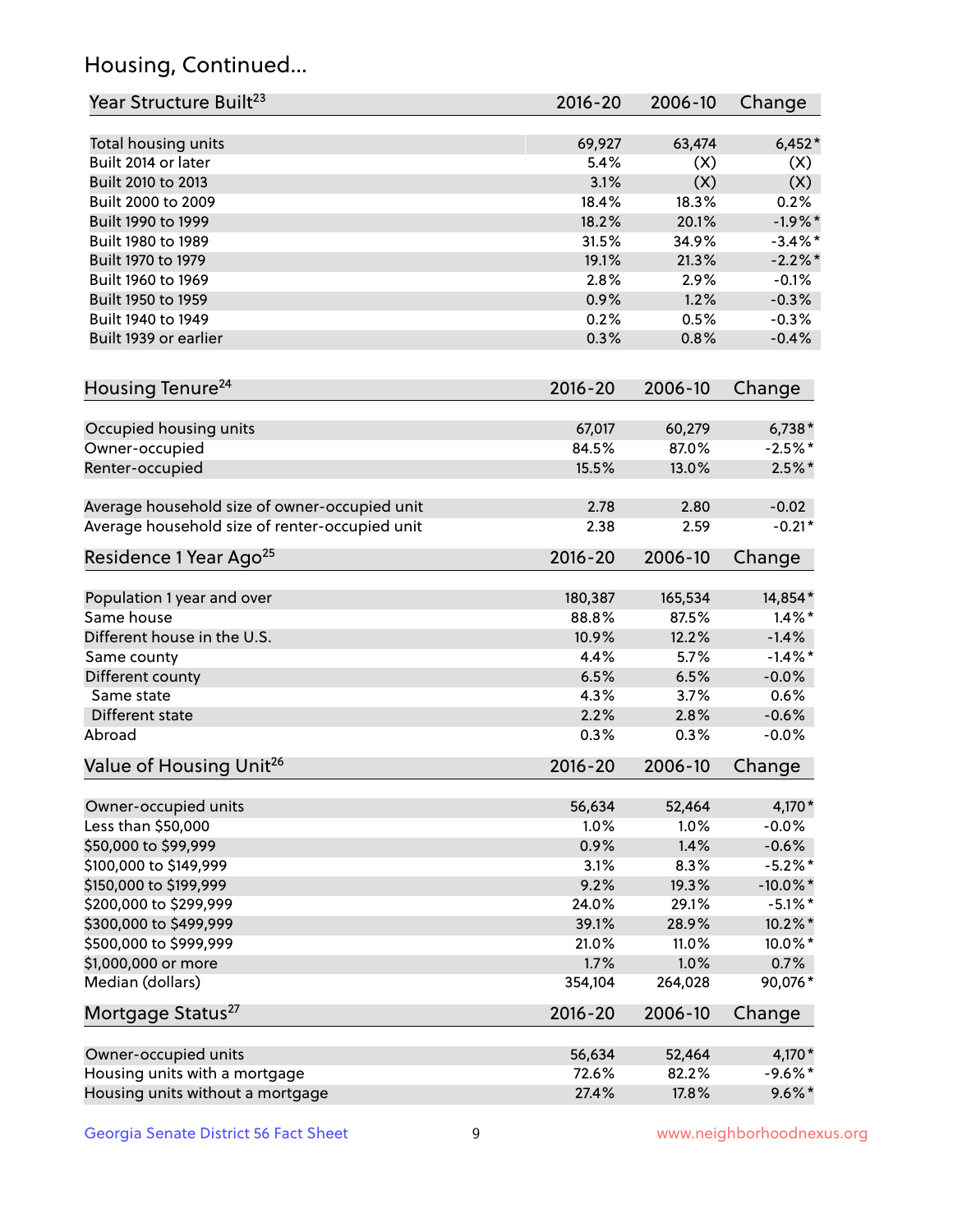## Housing, Continued...

| Year Structure Built[23] | 2016-20 | 2006-10 | Change |
|---|---|---|---|
| Total housing units | 69,927 | 63,474 | 6,452* |
| Built 2014 or later | 5.4% | (X) | (X) |
| Built 2010 to 2013 | 3.1% | (X) | (X) |
| Built 2000 to 2009 | 18.4% | 18.3% | 0.2% |
| Built 1990 to 1999 | 18.2% | 20.1% | -1.9%* |
| Built 1980 to 1989 | 31.5% | 34.9% | -3.4%* |
| Built 1970 to 1979 | 19.1% | 21.3% | -2.2%* |
| Built 1960 to 1969 | 2.8% | 2.9% | -0.1% |
| Built 1950 to 1959 | 0.9% | 1.2% | -0.3% |
| Built 1940 to 1949 | 0.2% | 0.5% | -0.3% |
| Built 1939 or earlier | 0.3% | 0.8% | -0.4% |

| Housing Tenure[24] | 2016-20 | 2006-10 | Change |
|---|---|---|---|
| Occupied housing units | 67,017 | 60,279 | 6,738* |
| Owner-occupied | 84.5% | 87.0% | -2.5%* |
| Renter-occupied | 15.5% | 13.0% | 2.5%* |
| Average household size of owner-occupied unit | 2.78 | 2.80 | -0.02 |
| Average household size of renter-occupied unit | 2.38 | 2.59 | -0.21* |

| Residence 1 Year Ago[25] | 2016-20 | 2006-10 | Change |
|---|---|---|---|
| Population 1 year and over | 180,387 | 165,534 | 14,854* |
| Same house | 88.8% | 87.5% | 1.4%* |
| Different house in the U.S. | 10.9% | 12.2% | -1.4% |
| Same county | 4.4% | 5.7% | -1.4%* |
| Different county | 6.5% | 6.5% | -0.0% |
| Same state | 4.3% | 3.7% | 0.6% |
| Different state | 2.2% | 2.8% | -0.6% |
| Abroad | 0.3% | 0.3% | -0.0% |

| Value of Housing Unit[26] | 2016-20 | 2006-10 | Change |
|---|---|---|---|
| Owner-occupied units | 56,634 | 52,464 | 4,170* |
| Less than $50,000 | 1.0% | 1.0% | -0.0% |
| $50,000 to $99,999 | 0.9% | 1.4% | -0.6% |
| $100,000 to $149,999 | 3.1% | 8.3% | -5.2%* |
| $150,000 to $199,999 | 9.2% | 19.3% | -10.0%* |
| $200,000 to $299,999 | 24.0% | 29.1% | -5.1%* |
| $300,000 to $499,999 | 39.1% | 28.9% | 10.2%* |
| $500,000 to $999,999 | 21.0% | 11.0% | 10.0%* |
| $1,000,000 or more | 1.7% | 1.0% | 0.7% |
| Median (dollars) | 354,104 | 264,028 | 90,076* |

| Mortgage Status[27] | 2016-20 | 2006-10 | Change |
|---|---|---|---|
| Owner-occupied units | 56,634 | 52,464 | 4,170* |
| Housing units with a mortgage | 72.6% | 82.2% | -9.6%* |
| Housing units without a mortgage | 27.4% | 17.8% | 9.6%* |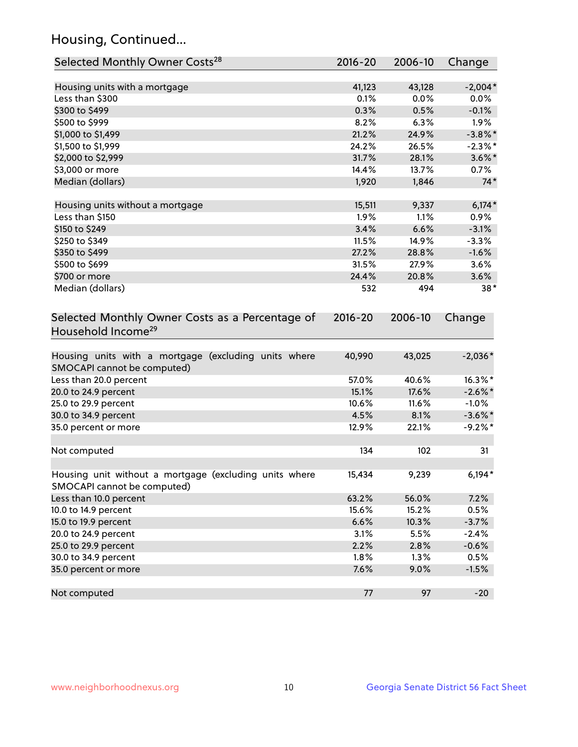## Housing, Continued...

| Selected Monthly Owner Costs[28] | 2016-20 | 2006-10 | Change |
|---|---|---|---|
| Housing units with a mortgage | 41,123 | 43,128 | -2,004* |
| Less than $300 | 0.1% | 0.0% | 0.0% |
| $300 to $499 | 0.3% | 0.5% | -0.1% |
| $500 to $999 | 8.2% | 6.3% | 1.9% |
| $1,000 to $1,499 | 21.2% | 24.9% | -3.8%* |
| $1,500 to $1,999 | 24.2% | 26.5% | -2.3%* |
| $2,000 to $2,999 | 31.7% | 28.1% | 3.6%* |
| $3,000 or more | 14.4% | 13.7% | 0.7% |
| Median (dollars) | 1,920 | 1,846 | 74* |
| Housing units without a mortgage | 15,511 | 9,337 | 6,174* |
| Less than $150 | 1.9% | 1.1% | 0.9% |
| $150 to $249 | 3.4% | 6.6% | -3.1% |
| $250 to $349 | 11.5% | 14.9% | -3.3% |
| $350 to $499 | 27.2% | 28.8% | -1.6% |
| $500 to $699 | 31.5% | 27.9% | 3.6% |
| $700 or more | 24.4% | 20.8% | 3.6% |
| Median (dollars) | 532 | 494 | 38* |

| Selected Monthly Owner Costs as a Percentage of Household Income[29] | 2016-20 | 2006-10 | Change |
|---|---|---|---|
| Housing units with a mortgage (excluding units where SMOCAPI cannot be computed) | 40,990 | 43,025 | -2,036* |
| Less than 20.0 percent | 57.0% | 40.6% | 16.3%* |
| 20.0 to 24.9 percent | 15.1% | 17.6% | -2.6%* |
| 25.0 to 29.9 percent | 10.6% | 11.6% | -1.0% |
| 30.0 to 34.9 percent | 4.5% | 8.1% | -3.6%* |
| 35.0 percent or more | 12.9% | 22.1% | -9.2%* |
| Not computed | 134 | 102 | 31 |
| Housing unit without a mortgage (excluding units where SMOCAPI cannot be computed) | 15,434 | 9,239 | 6,194* |
| Less than 10.0 percent | 63.2% | 56.0% | 7.2% |
| 10.0 to 14.9 percent | 15.6% | 15.2% | 0.5% |
| 15.0 to 19.9 percent | 6.6% | 10.3% | -3.7% |
| 20.0 to 24.9 percent | 3.1% | 5.5% | -2.4% |
| 25.0 to 29.9 percent | 2.2% | 2.8% | -0.6% |
| 30.0 to 34.9 percent | 1.8% | 1.3% | 0.5% |
| 35.0 percent or more | 7.6% | 9.0% | -1.5% |
| Not computed | 77 | 97 | -20 |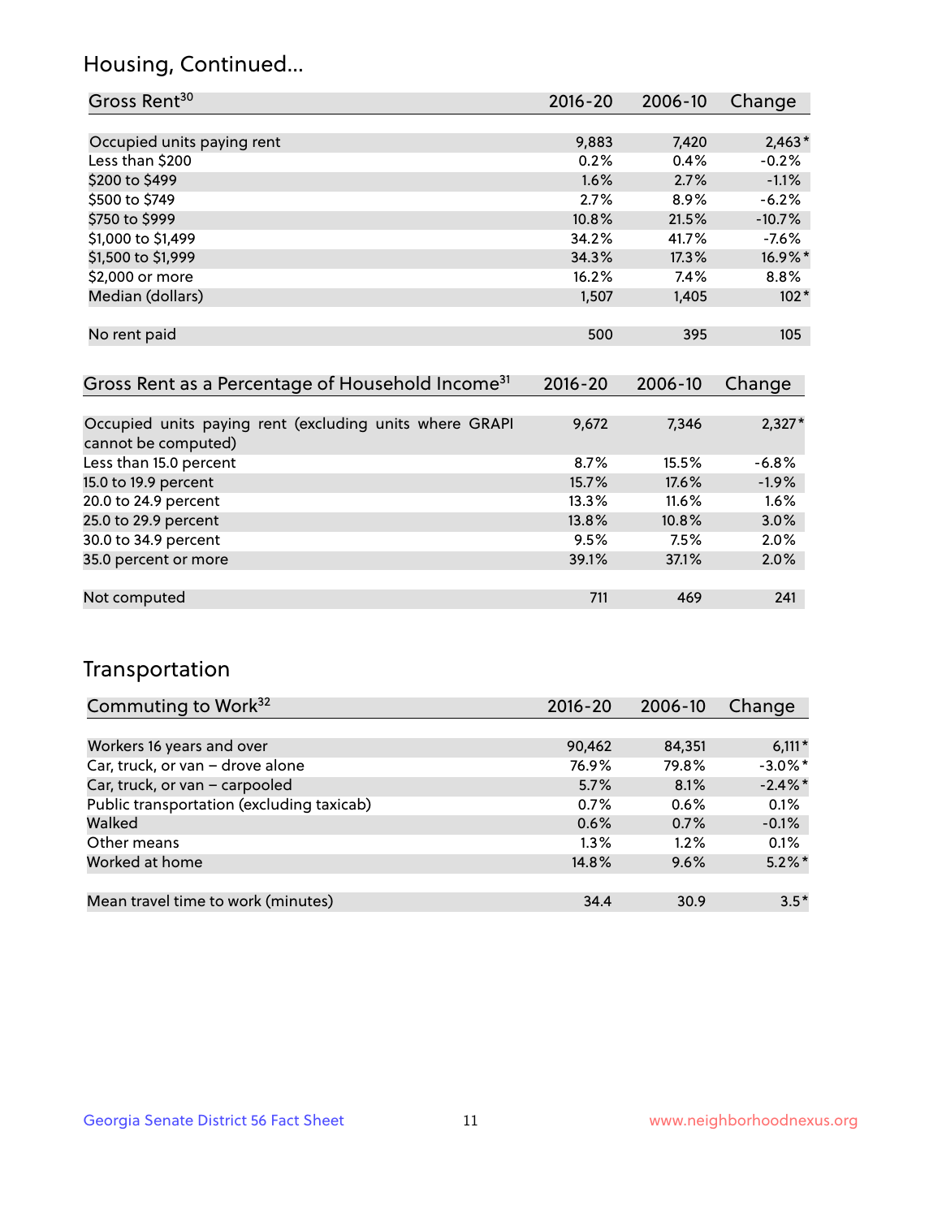## Housing, Continued...

| Gross Rent[30] | 2016-20 | 2006-10 | Change |
|---|---|---|---|
| Occupied units paying rent | 9,883 | 7,420 | 2,463* |
| Less than $200 | 0.2% | 0.4% | -0.2% |
| $200 to $499 | 1.6% | 2.7% | -1.1% |
| $500 to $749 | 2.7% | 8.9% | -6.2% |
| $750 to $999 | 10.8% | 21.5% | -10.7% |
| $1,000 to $1,499 | 34.2% | 41.7% | -7.6% |
| $1,500 to $1,999 | 34.3% | 17.3% | 16.9%* |
| $2,000 or more | 16.2% | 7.4% | 8.8% |
| Median (dollars) | 1,507 | 1,405 | 102* |
| No rent paid | 500 | 395 | 105 |

| Gross Rent as a Percentage of Household Income[31] | 2016-20 | 2006-10 | Change |
|---|---|---|---|
| Occupied units paying rent (excluding units where GRAPI cannot be computed) | 9,672 | 7,346 | 2,327* |
| Less than 15.0 percent | 8.7% | 15.5% | -6.8% |
| 15.0 to 19.9 percent | 15.7% | 17.6% | -1.9% |
| 20.0 to 24.9 percent | 13.3% | 11.6% | 1.6% |
| 25.0 to 29.9 percent | 13.8% | 10.8% | 3.0% |
| 30.0 to 34.9 percent | 9.5% | 7.5% | 2.0% |
| 35.0 percent or more | 39.1% | 37.1% | 2.0% |
| Not computed | 711 | 469 | 241 |

## Transportation

| Commuting to Work[32] | 2016-20 | 2006-10 | Change |
|---|---|---|---|
| Workers 16 years and over | 90,462 | 84,351 | 6,111* |
| Car, truck, or van – drove alone | 76.9% | 79.8% | -3.0%* |
| Car, truck, or van – carpooled | 5.7% | 8.1% | -2.4%* |
| Public transportation (excluding taxicab) | 0.7% | 0.6% | 0.1% |
| Walked | 0.6% | 0.7% | -0.1% |
| Other means | 1.3% | 1.2% | 0.1% |
| Worked at home | 14.8% | 9.6% | 5.2%* |
| Mean travel time to work (minutes) | 34.4 | 30.9 | 3.5* |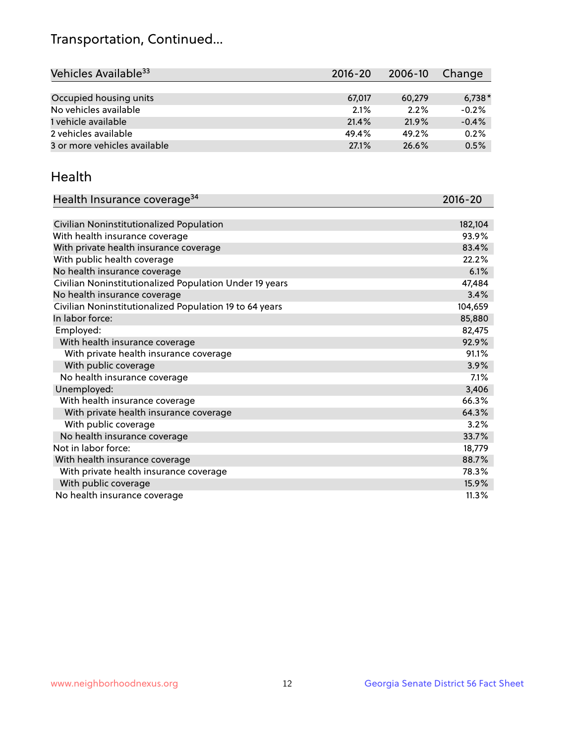## Transportation, Continued...

| Vehicles Available[33] | 2016-20 | 2006-10 | Change |
|---|---|---|---|
| Occupied housing units | 67,017 | 60,279 | 6,738* |
| No vehicles available | 2.1% | 2.2% | -0.2% |
| 1 vehicle available | 21.4% | 21.9% | -0.4% |
| 2 vehicles available | 49.4% | 49.2% | 0.2% |
| 3 or more vehicles available | 27.1% | 26.6% | 0.5% |

## Health

| Health Insurance coverage[34] | 2016-20 |
|---|---|
| Civilian Noninstitutionalized Population | 182,104 |
| With health insurance coverage | 93.9% |
| With private health insurance coverage | 83.4% |
| With public health coverage | 22.2% |
| No health insurance coverage | 6.1% |
| Civilian Noninstitutionalized Population Under 19 years | 47,484 |
| No health insurance coverage | 3.4% |
| Civilian Noninstitutionalized Population 19 to 64 years | 104,659 |
| In labor force: | 85,880 |
| Employed: | 82,475 |
| With health insurance coverage | 92.9% |
| With private health insurance coverage | 91.1% |
| With public coverage | 3.9% |
| No health insurance coverage | 7.1% |
| Unemployed: | 3,406 |
| With health insurance coverage | 66.3% |
| With private health insurance coverage | 64.3% |
| With public coverage | 3.2% |
| No health insurance coverage | 33.7% |
| Not in labor force: | 18,779 |
| With health insurance coverage | 88.7% |
| With private health insurance coverage | 78.3% |
| With public coverage | 15.9% |
| No health insurance coverage | 11.3% |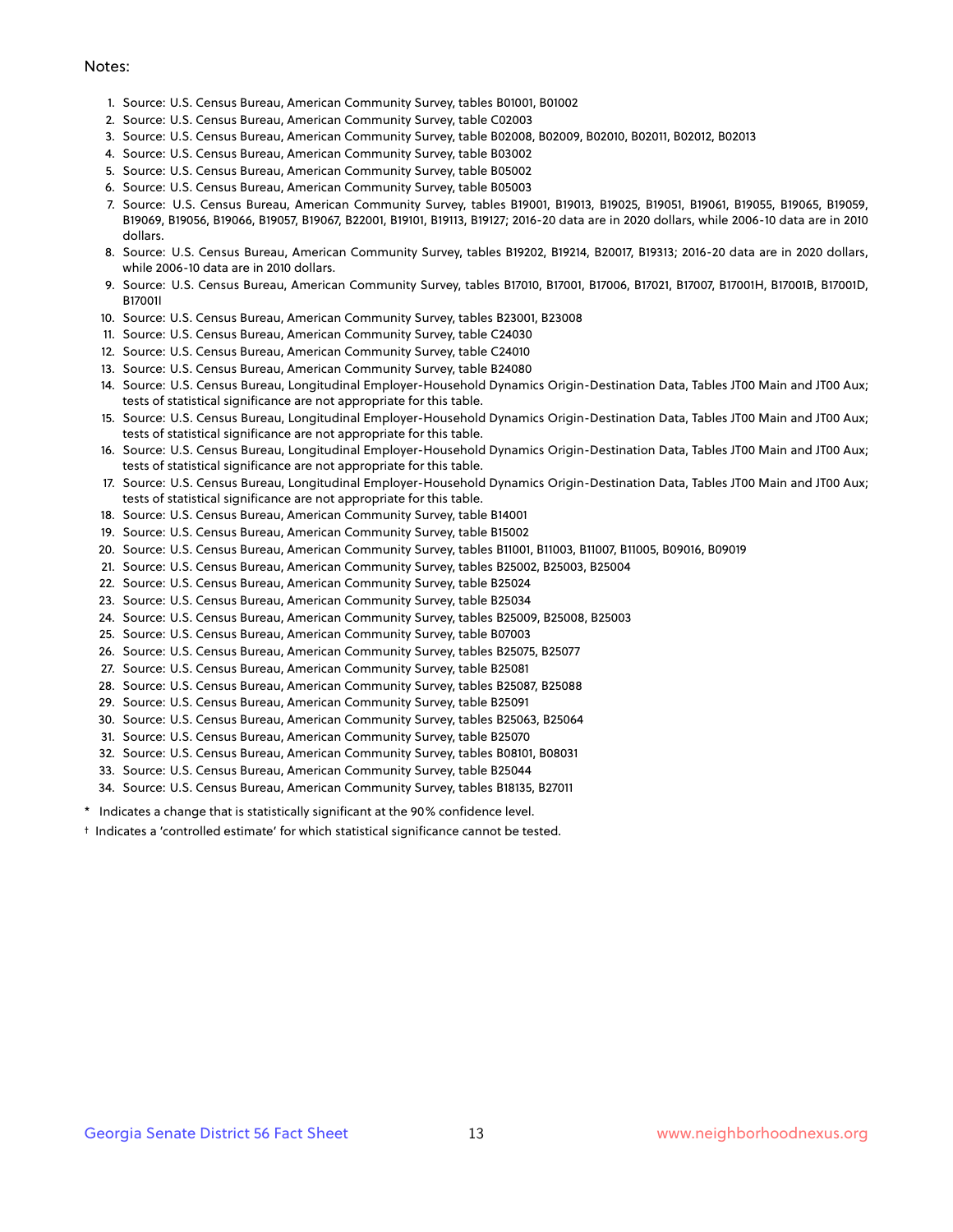Notes:

1. Source: U.S. Census Bureau, American Community Survey, tables B01001, B01002
2. Source: U.S. Census Bureau, American Community Survey, table C02003
3. Source: U.S. Census Bureau, American Community Survey, table B02008, B02009, B02010, B02011, B02012, B02013
4. Source: U.S. Census Bureau, American Community Survey, table B03002
5. Source: U.S. Census Bureau, American Community Survey, table B05002
6. Source: U.S. Census Bureau, American Community Survey, table B05003
7. Source: U.S. Census Bureau, American Community Survey, tables B19001, B19013, B19025, B19051, B19061, B19055, B19065, B19059, B19069, B19056, B19066, B19057, B19067, B22001, B19101, B19113, B19127; 2016-20 data are in 2020 dollars, while 2006-10 data are in 2010 dollars.
8. Source: U.S. Census Bureau, American Community Survey, tables B19202, B19214, B20017, B19313; 2016-20 data are in 2020 dollars, while 2006-10 data are in 2010 dollars.
9. Source: U.S. Census Bureau, American Community Survey, tables B17010, B17001, B17006, B17021, B17007, B17001H, B17001B, B17001D, B17001I
10. Source: U.S. Census Bureau, American Community Survey, tables B23001, B23008
11. Source: U.S. Census Bureau, American Community Survey, table C24030
12. Source: U.S. Census Bureau, American Community Survey, table C24010
13. Source: U.S. Census Bureau, American Community Survey, table B24080
14. Source: U.S. Census Bureau, Longitudinal Employer-Household Dynamics Origin-Destination Data, Tables JT00 Main and JT00 Aux; tests of statistical significance are not appropriate for this table.
15. Source: U.S. Census Bureau, Longitudinal Employer-Household Dynamics Origin-Destination Data, Tables JT00 Main and JT00 Aux; tests of statistical significance are not appropriate for this table.
16. Source: U.S. Census Bureau, Longitudinal Employer-Household Dynamics Origin-Destination Data, Tables JT00 Main and JT00 Aux; tests of statistical significance are not appropriate for this table.
17. Source: U.S. Census Bureau, Longitudinal Employer-Household Dynamics Origin-Destination Data, Tables JT00 Main and JT00 Aux; tests of statistical significance are not appropriate for this table.
18. Source: U.S. Census Bureau, American Community Survey, table B14001
19. Source: U.S. Census Bureau, American Community Survey, table B15002
20. Source: U.S. Census Bureau, American Community Survey, tables B11001, B11003, B11007, B11005, B09016, B09019
21. Source: U.S. Census Bureau, American Community Survey, tables B25002, B25003, B25004
22. Source: U.S. Census Bureau, American Community Survey, table B25024
23. Source: U.S. Census Bureau, American Community Survey, table B25034
24. Source: U.S. Census Bureau, American Community Survey, tables B25009, B25008, B25003
25. Source: U.S. Census Bureau, American Community Survey, table B07003
26. Source: U.S. Census Bureau, American Community Survey, tables B25075, B25077
27. Source: U.S. Census Bureau, American Community Survey, table B25081
28. Source: U.S. Census Bureau, American Community Survey, tables B25087, B25088
29. Source: U.S. Census Bureau, American Community Survey, table B25091
30. Source: U.S. Census Bureau, American Community Survey, tables B25063, B25064
31. Source: U.S. Census Bureau, American Community Survey, table B25070
32. Source: U.S. Census Bureau, American Community Survey, tables B08101, B08031
33. Source: U.S. Census Bureau, American Community Survey, table B25044
34. Source: U.S. Census Bureau, American Community Survey, tables B18135, B27011

\* Indicates a change that is statistically significant at the 90% confidence level.

† Indicates a 'controlled estimate' for which statistical significance cannot be tested.